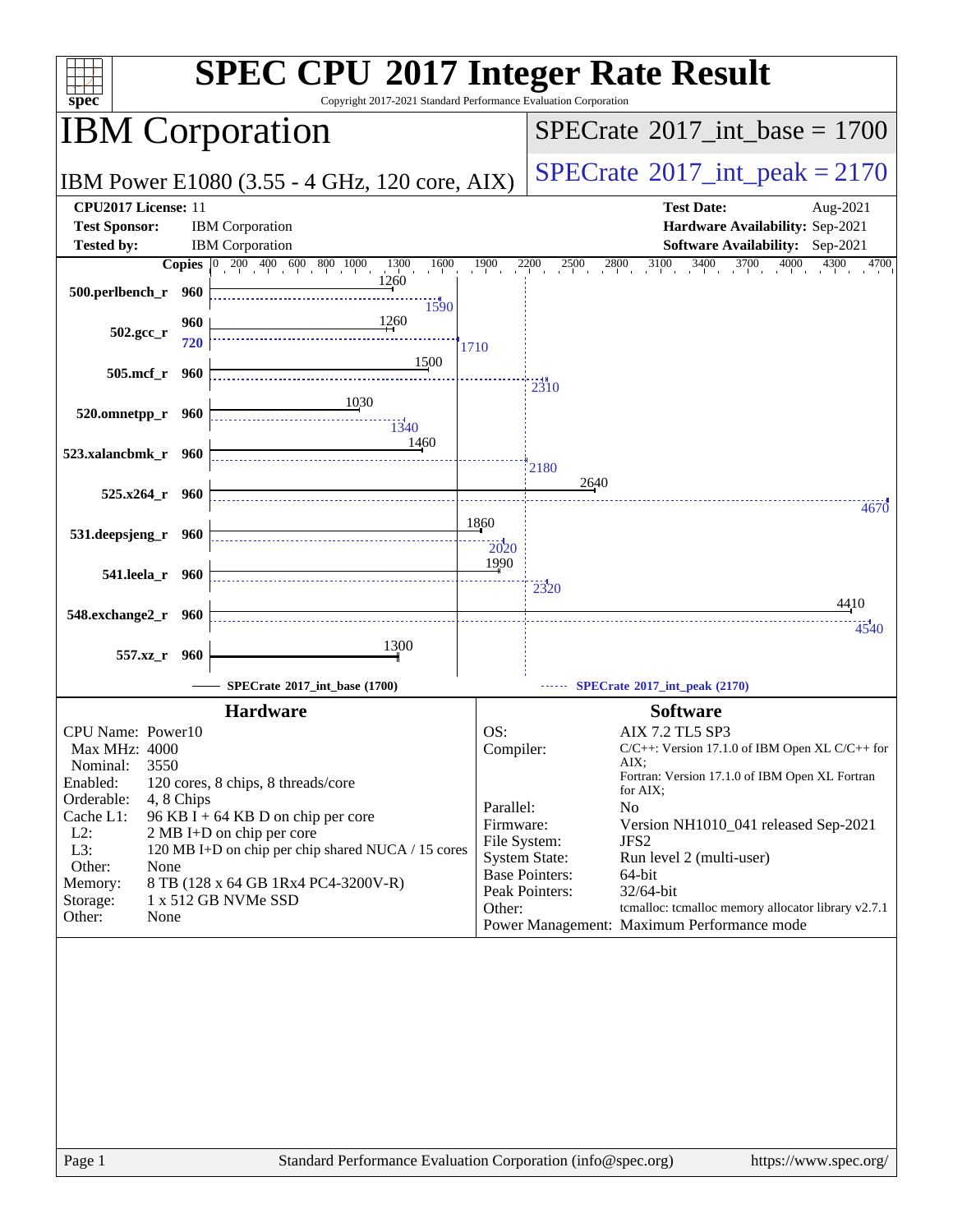# SPEC CPU 2017 Integer Rate Result

Copyright 2017-2021 Standard Performance Evaluation Corporation

## IBM Corporation

IBM Power E1080 (3.55 - 4 GHz, 120 core, AIX)

SPECrate 2017_int_base = 1700

SPECrate 2017_int_peak = 2170

**CPU2017 License:** 11
**Test Sponsor:** IBM Corporation
**Tested by:** IBM Corporation

**Test Date:** Aug-2021
**Hardware Availability:** Sep-2021
**Software Availability:** Sep-2021

| Benchmark | Copies | Base | Peak |
|---|---|---|---|
| 500.perlbench_r | 960 | 1260 | 1590 |
| 502.gcc_r | 960 (base) / 720 (peak) | 1260 | 1710 |
| 505.mcf_r | 960 | 1500 | 2310 |
| 520.omnetpp_r | 960 | 1030 | 1340 |
| 523.xalancbmk_r | 960 | 1460 | 2180 |
| 525.x264_r | 960 | 2640 | 4670 |
| 531.deepsjeng_r | 960 | 1860 | 2020 |
| 541.leela_r | 960 | 1990 | 2320 |
| 548.exchange2_r | 960 | 4410 | 4540 |
| 557.xz_r | 960 | 1300 | |

SPECrate 2017_int_base (1700) — SPECrate 2017_int_peak (2170)

## Hardware

| | |
|---|---|
| CPU Name: | Power10 |
| Max MHz: | 4000 |
| Nominal: | 3550 |
| Enabled: | 120 cores, 8 chips, 8 threads/core |
| Orderable: | 4, 8 Chips |
| Cache L1: | 96 KB I + 64 KB D on chip per core |
| L2: | 2 MB I+D on chip per core |
| L3: | 120 MB I+D on chip per chip shared NUCA / 15 cores |
| Other: | None |
| Memory: | 8 TB (128 x 64 GB 1Rx4 PC4-3200V-R) |
| Storage: | 1 x 512 GB NVMe SSD |
| Other: | None |

## Software

| | |
|---|---|
| OS: | AIX 7.2 TL5 SP3 |
| Compiler: | C/C++: Version 17.1.0 of IBM Open XL C/C++ for AIX; Fortran: Version 17.1.0 of IBM Open XL Fortran for AIX; |
| Parallel: | No |
| Firmware: | Version NH1010_041 released Sep-2021 |
| File System: | JFS2 |
| System State: | Run level 2 (multi-user) |
| Base Pointers: | 64-bit |
| Peak Pointers: | 32/64-bit |
| Other: | tcmalloc: tcmalloc memory allocator library v2.7.1 |
| Power Management: | Maximum Performance mode |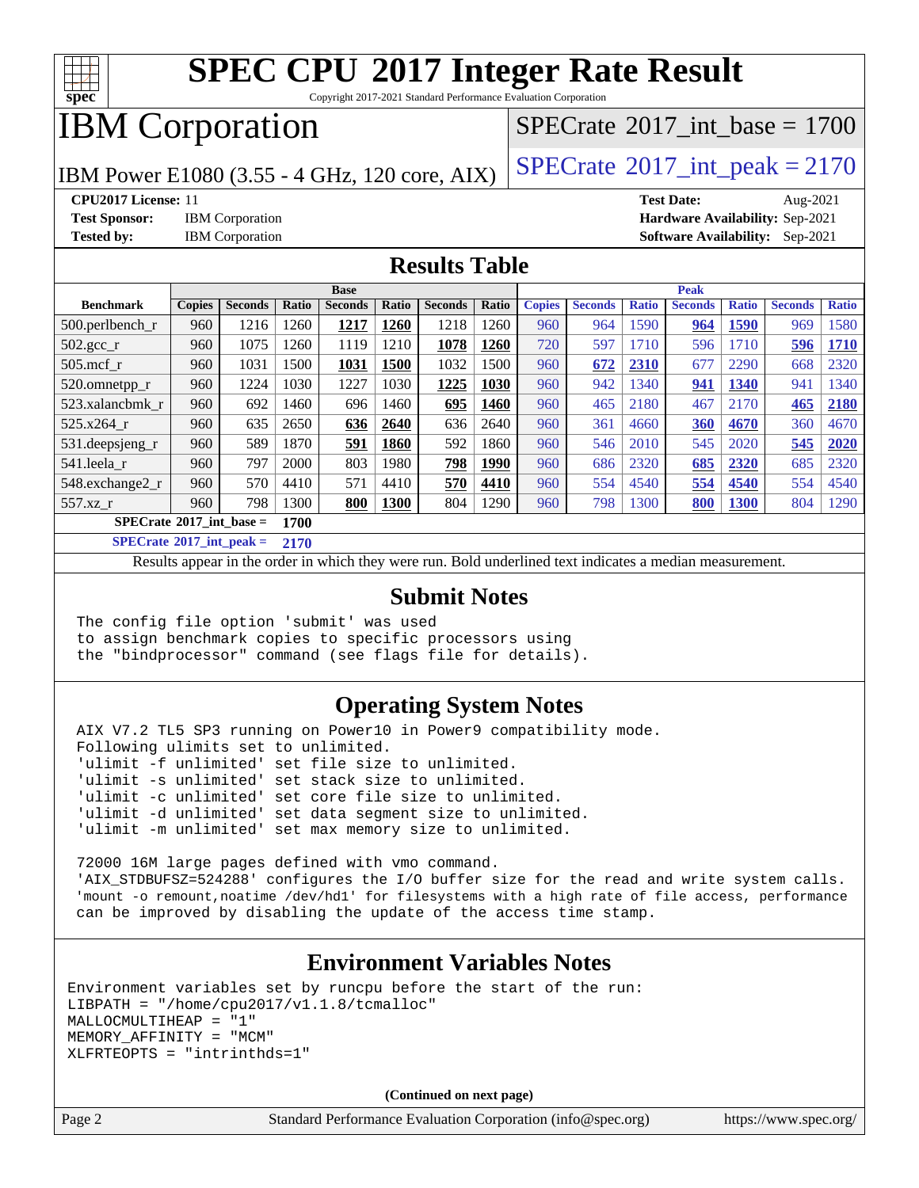# SPEC CPU 2017 Integer Rate Result

Copyright 2017-2021 Standard Performance Evaluation Corporation

# IBM Corporation

IBM Power E1080 (3.55 - 4 GHz, 120 core, AIX)

SPECrate 2017_int_base = 1700

SPECrate 2017_int_peak = 2170

**CPU2017 License:** 11
**Test Sponsor:** IBM Corporation
**Tested by:** IBM Corporation

**Test Date:** Aug-2021
**Hardware Availability:** Sep-2021
**Software Availability:** Sep-2021

## Results Table

| Benchmark | Base | | | | | | | Peak | | | | | | |
|---|---|---|---|---|---|---|---|---|---|---|---|---|---|---|
| | Copies | Seconds | Ratio | Seconds | Ratio | Seconds | Ratio | Copies | Seconds | Ratio | Seconds | Ratio | Seconds | Ratio |
| 500.perlbench_r | 960 | 1216 | 1260 | **1217** | **1260** | 1218 | 1260 | 960 | 964 | 1590 | **964** | **1590** | 969 | 1580 |
| 502.gcc_r | 960 | 1075 | 1260 | 1119 | 1210 | **1078** | **1260** | 720 | 597 | 1710 | 596 | 1710 | **596** | **1710** |
| 505.mcf_r | 960 | 1031 | 1500 | **1031** | **1500** | 1032 | 1500 | 960 | **672** | **2310** | 677 | 2290 | 668 | 2320 |
| 520.omnetpp_r | 960 | 1224 | 1030 | 1227 | 1030 | **1225** | **1030** | 960 | 942 | 1340 | **941** | **1340** | 941 | 1340 |
| 523.xalancbmk_r | 960 | 692 | 1460 | 696 | 1460 | **695** | **1460** | 960 | 465 | 2180 | 467 | 2170 | **465** | **2180** |
| 525.x264_r | 960 | 635 | 2650 | **636** | **2640** | 636 | 2640 | 960 | 361 | 4660 | **360** | **4670** | 360 | 4670 |
| 531.deepsjeng_r | 960 | 589 | 1870 | **591** | **1860** | 592 | 1860 | 960 | 546 | 2010 | 545 | 2020 | **545** | **2020** |
| 541.leela_r | 960 | 797 | 2000 | 803 | 1980 | **798** | **1990** | 960 | 686 | 2320 | **685** | **2320** | 685 | 2320 |
| 548.exchange2_r | 960 | 570 | 4410 | 571 | 4410 | **570** | **4410** | 960 | 554 | 4540 | **554** | **4540** | 554 | 4540 |
| 557.xz_r | 960 | 798 | 1300 | **800** | **1300** | 804 | 1290 | 960 | 798 | 1300 | **800** | **1300** | 804 | 1290 |

**SPECrate 2017_int_base = 1700**

**SPECrate 2017_int_peak = 2170**

Results appear in the order in which they were run. Bold underlined text indicates a median measurement.

## Submit Notes

```
The config file option 'submit' was used
to assign benchmark copies to specific processors using
the "bindprocessor" command (see flags file for details).
```

## Operating System Notes

```
AIX V7.2 TL5 SP3 running on Power10 in Power9 compatibility mode.
Following ulimits set to unlimited.
'ulimit -f unlimited' set file size to unlimited.
'ulimit -s unlimited' set stack size to unlimited.
'ulimit -c unlimited' set core file size to unlimited.
'ulimit -d unlimited' set data segment size to unlimited.
'ulimit -m unlimited' set max memory size to unlimited.

72000 16M large pages defined with vmo command.
'AIX_STDBUFSZ=524288' configures the I/O buffer size for the read and write system calls.
'mount -o remount,noatime /dev/hd1' for filesystems with a high rate of file access, performance
can be improved by disabling the update of the access time stamp.
```

## Environment Variables Notes

```
Environment variables set by runcpu before the start of the run:
LIBPATH = "/home/cpu2017/v1.1.8/tcmalloc"
MALLOCMULTIHEAP = "1"
MEMORY_AFFINITY = "MCM"
XLFRTEOPTS = "intrinthds=1"
```

**(Continued on next page)**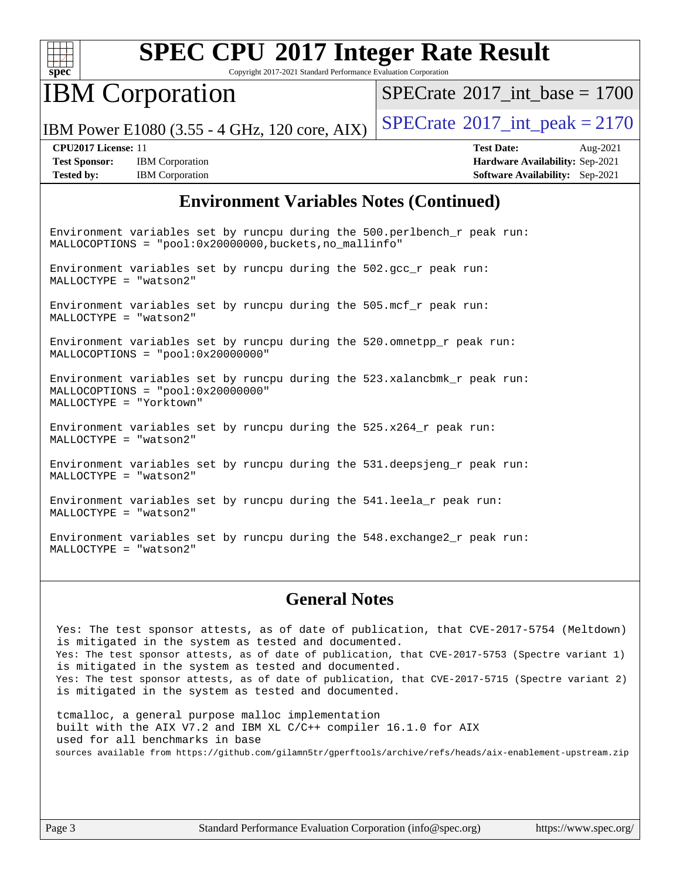## Environment Variables Notes (Continued)

```
Environment variables set by runcpu during the 500.perlbench_r peak run:
MALLOCOPTIONS = "pool:0x20000000,buckets,no_mallinfo"

Environment variables set by runcpu during the 502.gcc_r peak run:
MALLOCTYPE = "watson2"

Environment variables set by runcpu during the 505.mcf_r peak run:
MALLOCTYPE = "watson2"

Environment variables set by runcpu during the 520.omnetpp_r peak run:
MALLOCOPTIONS = "pool:0x20000000"

Environment variables set by runcpu during the 523.xalancbmk_r peak run:
MALLOCOPTIONS = "pool:0x20000000"
MALLOCTYPE = "Yorktown"

Environment variables set by runcpu during the 525.x264_r peak run:
MALLOCTYPE = "watson2"

Environment variables set by runcpu during the 531.deepsjeng_r peak run:
MALLOCTYPE = "watson2"

Environment variables set by runcpu during the 541.leela_r peak run:
MALLOCTYPE = "watson2"

Environment variables set by runcpu during the 548.exchange2_r peak run:
MALLOCTYPE = "watson2"
```

## General Notes

```
Yes: The test sponsor attests, as of date of publication, that CVE-2017-5754 (Meltdown)
is mitigated in the system as tested and documented.
Yes: The test sponsor attests, as of date of publication, that CVE-2017-5753 (Spectre variant 1)
is mitigated in the system as tested and documented.
Yes: The test sponsor attests, as of date of publication, that CVE-2017-5715 (Spectre variant 2)
is mitigated in the system as tested and documented.

tcmalloc, a general purpose malloc implementation
built with the AIX V7.2 and IBM XL C/C++ compiler 16.1.0 for AIX
used for all benchmarks in base
sources available from https://github.com/gilamn5tr/gperftools/archive/refs/heads/aix-enablement-upstream.zip
```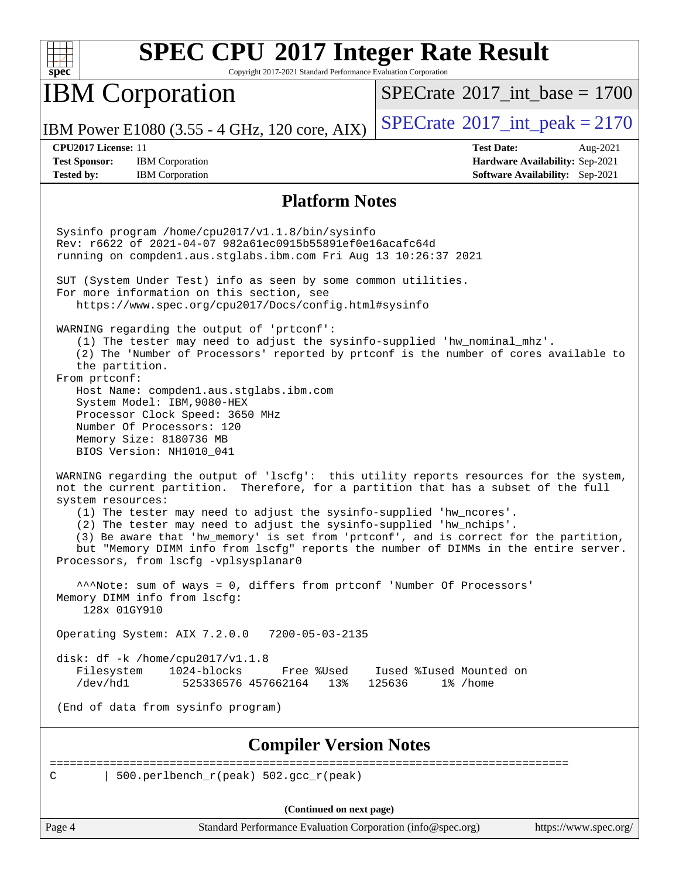# SPEC CPU 2017 Integer Rate Result

Copyright 2017-2021 Standard Performance Evaluation Corporation

## IBM Corporation

IBM Power E1080 (3.55 - 4 GHz, 120 core, AIX)

SPECrate 2017_int_base = 1700

SPECrate 2017_int_peak = 2170

**CPU2017 License:** 11
**Test Sponsor:** IBM Corporation
**Tested by:** IBM Corporation

**Test Date:** Aug-2021
**Hardware Availability:** Sep-2021
**Software Availability:** Sep-2021

## Platform Notes

```
Sysinfo program /home/cpu2017/v1.1.8/bin/sysinfo
Rev: r6622 of 2021-04-07 982a61ec0915b55891ef0e16acafc64d
running on compden1.aus.stglabs.ibm.com Fri Aug 13 10:26:37 2021

SUT (System Under Test) info as seen by some common utilities.
For more information on this section, see
   https://www.spec.org/cpu2017/Docs/config.html#sysinfo

WARNING regarding the output of 'prtconf':
   (1) The tester may need to adjust the sysinfo-supplied 'hw_nominal_mhz'.
   (2) The 'Number of Processors' reported by prtconf is the number of cores available to
   the partition.
From prtconf:
   Host Name: compden1.aus.stglabs.ibm.com
   System Model: IBM,9080-HEX
   Processor Clock Speed: 3650 MHz
   Number Of Processors: 120
   Memory Size: 8180736 MB
   BIOS Version: NH1010_041

WARNING regarding the output of 'lscfg':  this utility reports resources for the system,
not the current partition.  Therefore, for a partition that has a subset of the full
system resources:
   (1) The tester may need to adjust the sysinfo-supplied 'hw_ncores'.
   (2) The tester may need to adjust the sysinfo-supplied 'hw_nchips'.
   (3) Be aware that 'hw_memory' is set from 'prtconf', and is correct for the partition,
   but "Memory DIMM info from lscfg" reports the number of DIMMs in the entire server.
Processors, from lscfg -vplsysplanar0

   ^^^Note: sum of ways = 0, differs from prtconf 'Number Of Processors'
Memory DIMM info from lscfg:
    128x 01GY910

Operating System: AIX 7.2.0.0   7200-05-03-2135

disk: df -k /home/cpu2017/v1.1.8
   Filesystem    1024-blocks      Free %Used    Iused %Iused Mounted on
   /dev/hd1        525336576 457662164   13%   125636     1% /home

(End of data from sysinfo program)
```

## Compiler Version Notes

```
==============================================================================
C       | 500.perlbench_r(peak) 502.gcc_r(peak)
```

(Continued on next page)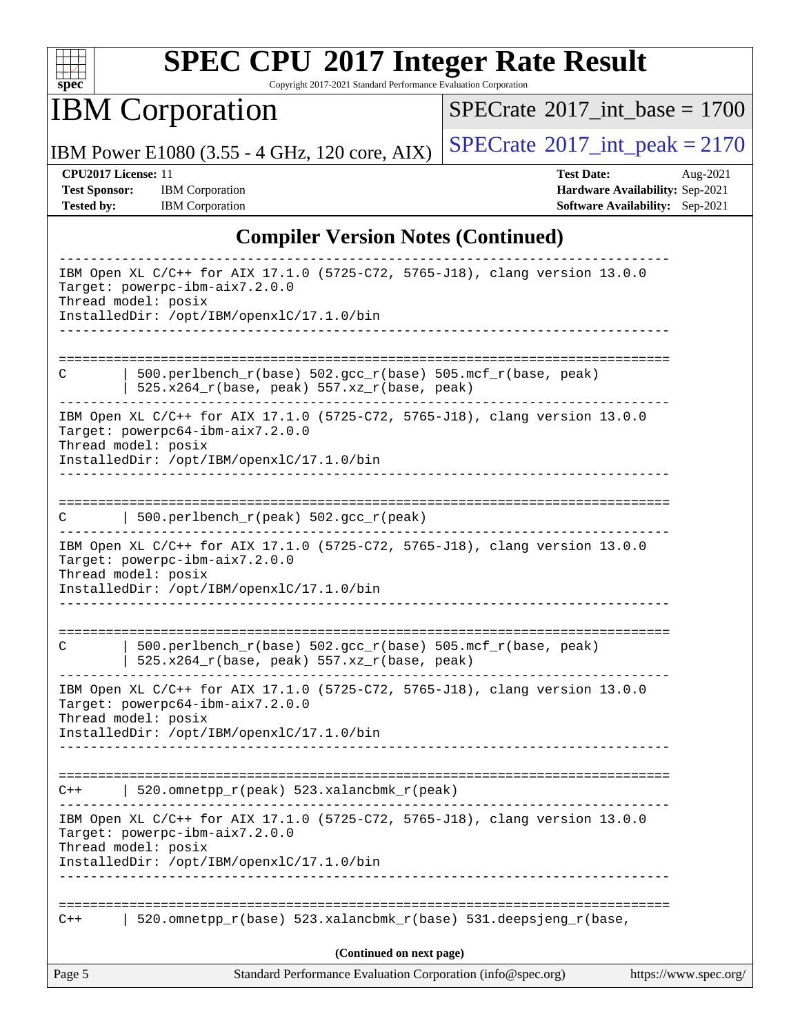## Compiler Version Notes (Continued)

```
------------------------------------------------------------------------------
IBM Open XL C/C++ for AIX 17.1.0 (5725-C72, 5765-J18), clang version 13.0.0
Target: powerpc-ibm-aix7.2.0.0
Thread model: posix
InstalledDir: /opt/IBM/openxlC/17.1.0/bin
------------------------------------------------------------------------------

==============================================================================
C       | 500.perlbench_r(base) 502.gcc_r(base) 505.mcf_r(base, peak)
        | 525.x264_r(base, peak) 557.xz_r(base, peak)
------------------------------------------------------------------------------
IBM Open XL C/C++ for AIX 17.1.0 (5725-C72, 5765-J18), clang version 13.0.0
Target: powerpc64-ibm-aix7.2.0.0
Thread model: posix
InstalledDir: /opt/IBM/openxlC/17.1.0/bin
------------------------------------------------------------------------------

==============================================================================
C       | 500.perlbench_r(peak) 502.gcc_r(peak)
------------------------------------------------------------------------------
IBM Open XL C/C++ for AIX 17.1.0 (5725-C72, 5765-J18), clang version 13.0.0
Target: powerpc-ibm-aix7.2.0.0
Thread model: posix
InstalledDir: /opt/IBM/openxlC/17.1.0/bin
------------------------------------------------------------------------------

==============================================================================
C       | 500.perlbench_r(base) 502.gcc_r(base) 505.mcf_r(base, peak)
        | 525.x264_r(base, peak) 557.xz_r(base, peak)
------------------------------------------------------------------------------
IBM Open XL C/C++ for AIX 17.1.0 (5725-C72, 5765-J18), clang version 13.0.0
Target: powerpc64-ibm-aix7.2.0.0
Thread model: posix
InstalledDir: /opt/IBM/openxlC/17.1.0/bin
------------------------------------------------------------------------------

==============================================================================
C++     | 520.omnetpp_r(peak) 523.xalancbmk_r(peak)
------------------------------------------------------------------------------
IBM Open XL C/C++ for AIX 17.1.0 (5725-C72, 5765-J18), clang version 13.0.0
Target: powerpc-ibm-aix7.2.0.0
Thread model: posix
InstalledDir: /opt/IBM/openxlC/17.1.0/bin
------------------------------------------------------------------------------

==============================================================================
C++     | 520.omnetpp_r(base) 523.xalancbmk_r(base) 531.deepsjeng_r(base,
```

(Continued on next page)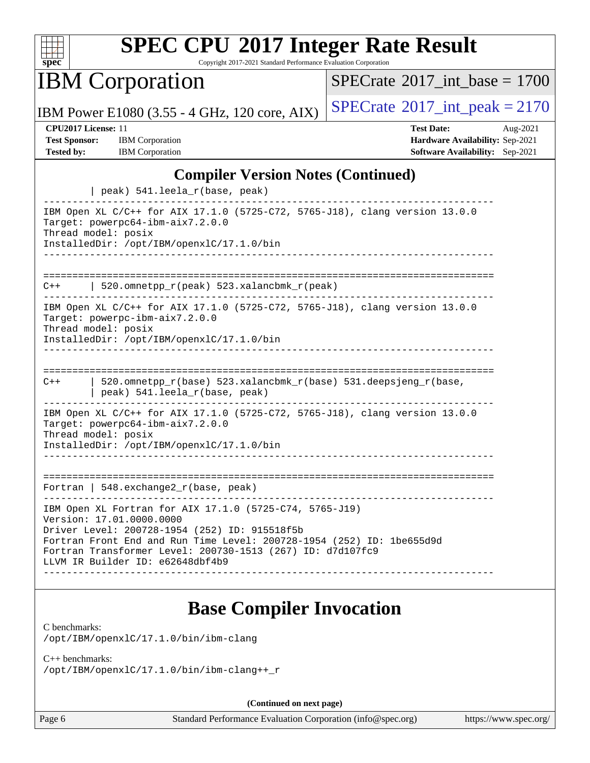## Compiler Version Notes (Continued)

```
        | peak) 541.leela_r(base, peak)
------------------------------------------------------------------------------
IBM Open XL C/C++ for AIX 17.1.0 (5725-C72, 5765-J18), clang version 13.0.0
Target: powerpc64-ibm-aix7.2.0.0
Thread model: posix
InstalledDir: /opt/IBM/openxlC/17.1.0/bin
------------------------------------------------------------------------------

==============================================================================
C++     | 520.omnetpp_r(peak) 523.xalancbmk_r(peak)
------------------------------------------------------------------------------
IBM Open XL C/C++ for AIX 17.1.0 (5725-C72, 5765-J18), clang version 13.0.0
Target: powerpc-ibm-aix7.2.0.0
Thread model: posix
InstalledDir: /opt/IBM/openxlC/17.1.0/bin
------------------------------------------------------------------------------

==============================================================================
C++     | 520.omnetpp_r(base) 523.xalancbmk_r(base) 531.deepsjeng_r(base,
        | peak) 541.leela_r(base, peak)
------------------------------------------------------------------------------
IBM Open XL C/C++ for AIX 17.1.0 (5725-C72, 5765-J18), clang version 13.0.0
Target: powerpc64-ibm-aix7.2.0.0
Thread model: posix
InstalledDir: /opt/IBM/openxlC/17.1.0/bin
------------------------------------------------------------------------------

==============================================================================
Fortran | 548.exchange2_r(base, peak)
------------------------------------------------------------------------------
IBM Open XL Fortran for AIX 17.1.0 (5725-C74, 5765-J19)
Version: 17.01.0000.0000
Driver Level: 200728-1954 (252) ID: 915518f5b
Fortran Front End and Run Time Level: 200728-1954 (252) ID: 1be655d9d
Fortran Transformer Level: 200730-1513 (267) ID: d7d107fc9
LLVM IR Builder ID: e62648dbf4b9
------------------------------------------------------------------------------
```

## Base Compiler Invocation

C benchmarks:
/opt/IBM/openxlC/17.1.0/bin/ibm-clang

C++ benchmarks:
/opt/IBM/openxlC/17.1.0/bin/ibm-clang++_r

**(Continued on next page)**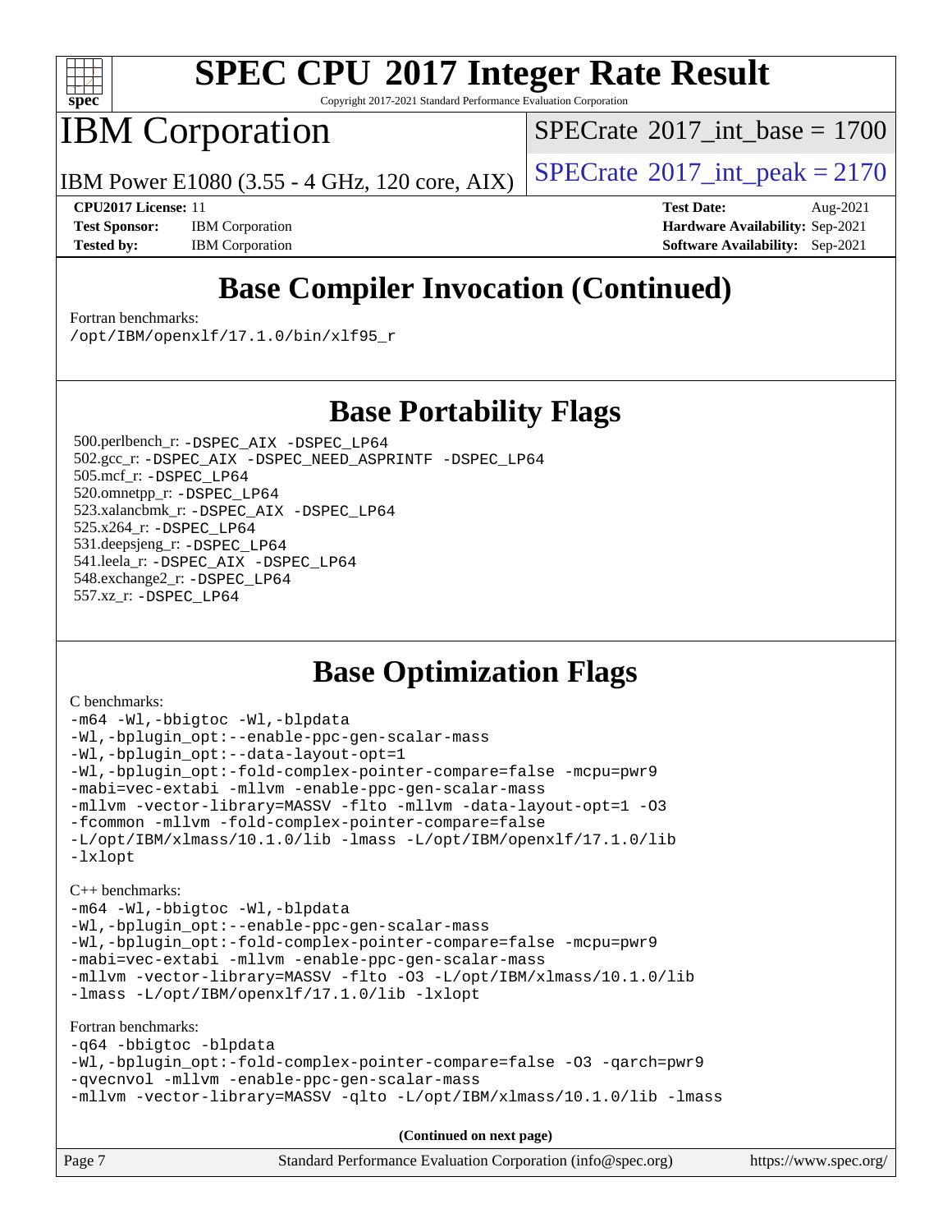# SPEC CPU 2017 Integer Rate Result

Copyright 2017-2021 Standard Performance Evaluation Corporation

## IBM Corporation

IBM Power E1080 (3.55 - 4 GHz, 120 core, AIX)

SPECrate 2017_int_base = 1700

SPECrate 2017_int_peak = 2170

**CPU2017 License:** 11
**Test Sponsor:** IBM Corporation
**Tested by:** IBM Corporation

**Test Date:** Aug-2021
**Hardware Availability:** Sep-2021
**Software Availability:** Sep-2021

## Base Compiler Invocation (Continued)

Fortran benchmarks:

```
/opt/IBM/openxlf/17.1.0/bin/xlf95_r
```

## Base Portability Flags

500.perlbench_r: `-DSPEC_AIX -DSPEC_LP64`
502.gcc_r: `-DSPEC_AIX -DSPEC_NEED_ASPRINTF -DSPEC_LP64`
505.mcf_r: `-DSPEC_LP64`
520.omnetpp_r: `-DSPEC_LP64`
523.xalancbmk_r: `-DSPEC_AIX -DSPEC_LP64`
525.x264_r: `-DSPEC_LP64`
531.deepsjeng_r: `-DSPEC_LP64`
541.leela_r: `-DSPEC_AIX -DSPEC_LP64`
548.exchange2_r: `-DSPEC_LP64`
557.xz_r: `-DSPEC_LP64`

## Base Optimization Flags

C benchmarks:

```
-m64 -Wl,-bbigtoc -Wl,-blpdata
-Wl,-bplugin_opt:--enable-ppc-gen-scalar-mass
-Wl,-bplugin_opt:--data-layout-opt=1
-Wl,-bplugin_opt:-fold-complex-pointer-compare=false -mcpu=pwr9
-mabi=vec-extabi -mllvm -enable-ppc-gen-scalar-mass
-mllvm -vector-library=MASSV -flto -mllvm -data-layout-opt=1 -O3
-fcommon -mllvm -fold-complex-pointer-compare=false
-L/opt/IBM/xlmass/10.1.0/lib -lmass -L/opt/IBM/openxlf/17.1.0/lib
-lxlopt
```

C++ benchmarks:

```
-m64 -Wl,-bbigtoc -Wl,-blpdata
-Wl,-bplugin_opt:--enable-ppc-gen-scalar-mass
-Wl,-bplugin_opt:-fold-complex-pointer-compare=false -mcpu=pwr9
-mabi=vec-extabi -mllvm -enable-ppc-gen-scalar-mass
-mllvm -vector-library=MASSV -flto -O3 -L/opt/IBM/xlmass/10.1.0/lib
-lmass -L/opt/IBM/openxlf/17.1.0/lib -lxlopt
```

Fortran benchmarks:

```
-q64 -bbigtoc -blpdata
-Wl,-bplugin_opt:-fold-complex-pointer-compare=false -O3 -qarch=pwr9
-qvecnvol -mllvm -enable-ppc-gen-scalar-mass
-mllvm -vector-library=MASSV -qlto -L/opt/IBM/xlmass/10.1.0/lib -lmass
```

**(Continued on next page)**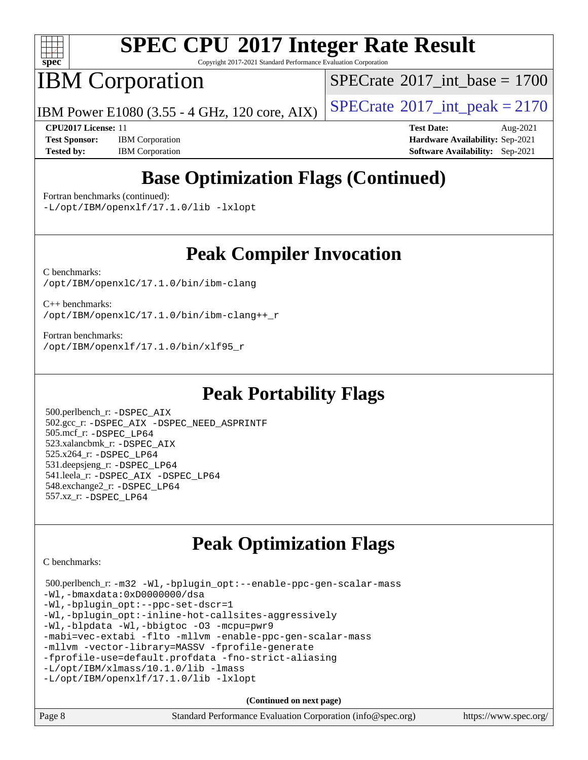## Base Optimization Flags (Continued)

Fortran benchmarks (continued):
```
-L/opt/IBM/openxlf/17.1.0/lib -lxlopt
```

## Peak Compiler Invocation

C benchmarks:
```
/opt/IBM/openxlC/17.1.0/bin/ibm-clang
```

C++ benchmarks:
```
/opt/IBM/openxlC/17.1.0/bin/ibm-clang++_r
```

Fortran benchmarks:
```
/opt/IBM/openxlf/17.1.0/bin/xlf95_r
```

## Peak Portability Flags

500.perlbench_r: -DSPEC_AIX
502.gcc_r: -DSPEC_AIX -DSPEC_NEED_ASPRINTF
505.mcf_r: -DSPEC_LP64
523.xalancbmk_r: -DSPEC_AIX
525.x264_r: -DSPEC_LP64
531.deepsjeng_r: -DSPEC_LP64
541.leela_r: -DSPEC_AIX -DSPEC_LP64
548.exchange2_r: -DSPEC_LP64
557.xz_r: -DSPEC_LP64

## Peak Optimization Flags

C benchmarks:

500.perlbench_r:
```
-m32 -Wl,-bplugin_opt:--enable-ppc-gen-scalar-mass
-Wl,-bmaxdata:0xD0000000/dsa
-Wl,-bplugin_opt:--ppc-set-dscr=1
-Wl,-bplugin_opt:-inline-hot-callsites-aggressively
-Wl,-blpdata -Wl,-bbigtoc -O3 -mcpu=pwr9
-mabi=vec-extabi -flto -mllvm -enable-ppc-gen-scalar-mass
-mllvm -vector-library=MASSV -fprofile-generate
-fprofile-use=default.profdata -fno-strict-aliasing
-L/opt/IBM/xlmass/10.1.0/lib -lmass
-L/opt/IBM/openxlf/17.1.0/lib -lxlopt
```

**(Continued on next page)**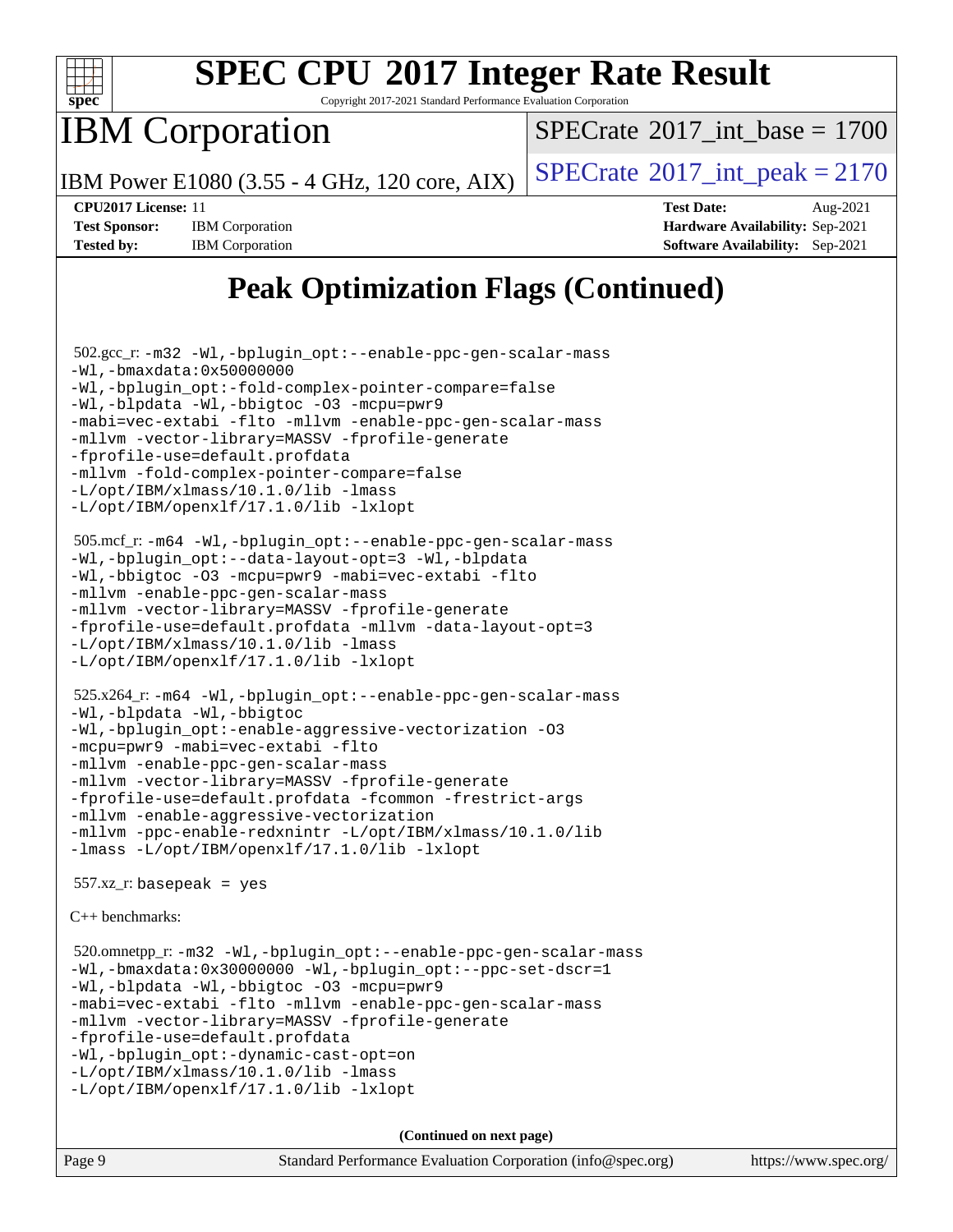# Peak Optimization Flags (Continued)

502.gcc_r: `-m32 -Wl,-bplugin_opt:--enable-ppc-gen-scalar-mass -Wl,-bmaxdata:0x50000000 -Wl,-bplugin_opt:-fold-complex-pointer-compare=false -Wl,-blpdata -Wl,-bbigtoc -O3 -mcpu=pwr9 -mabi=vec-extabi -flto -mllvm -enable-ppc-gen-scalar-mass -mllvm -vector-library=MASSV -fprofile-generate -fprofile-use=default.profdata -mllvm -fold-complex-pointer-compare=false -L/opt/IBM/xlmass/10.1.0/lib -lmass -L/opt/IBM/openxlf/17.1.0/lib -lxlopt`

505.mcf_r: `-m64 -Wl,-bplugin_opt:--enable-ppc-gen-scalar-mass -Wl,-bplugin_opt:--data-layout-opt=3 -Wl,-blpdata -Wl,-bbigtoc -O3 -mcpu=pwr9 -mabi=vec-extabi -flto -mllvm -enable-ppc-gen-scalar-mass -mllvm -vector-library=MASSV -fprofile-generate -fprofile-use=default.profdata -mllvm -data-layout-opt=3 -L/opt/IBM/xlmass/10.1.0/lib -lmass -L/opt/IBM/openxlf/17.1.0/lib -lxlopt`

525.x264_r: `-m64 -Wl,-bplugin_opt:--enable-ppc-gen-scalar-mass -Wl,-blpdata -Wl,-bbigtoc -Wl,-bplugin_opt:-enable-aggressive-vectorization -O3 -mcpu=pwr9 -mabi=vec-extabi -flto -mllvm -enable-ppc-gen-scalar-mass -mllvm -vector-library=MASSV -fprofile-generate -fprofile-use=default.profdata -fcommon -frestrict-args -mllvm -enable-aggressive-vectorization -mllvm -ppc-enable-redxnintr -L/opt/IBM/xlmass/10.1.0/lib -lmass -L/opt/IBM/openxlf/17.1.0/lib -lxlopt`

557.xz_r: `basepeak = yes`

C++ benchmarks:

520.omnetpp_r: `-m32 -Wl,-bplugin_opt:--enable-ppc-gen-scalar-mass -Wl,-bmaxdata:0x30000000 -Wl,-bplugin_opt:--ppc-set-dscr=1 -Wl,-blpdata -Wl,-bbigtoc -O3 -mcpu=pwr9 -mabi=vec-extabi -flto -mllvm -enable-ppc-gen-scalar-mass -mllvm -vector-library=MASSV -fprofile-generate -fprofile-use=default.profdata -Wl,-bplugin_opt:-dynamic-cast-opt=on -L/opt/IBM/xlmass/10.1.0/lib -lmass -L/opt/IBM/openxlf/17.1.0/lib -lxlopt`

**(Continued on next page)**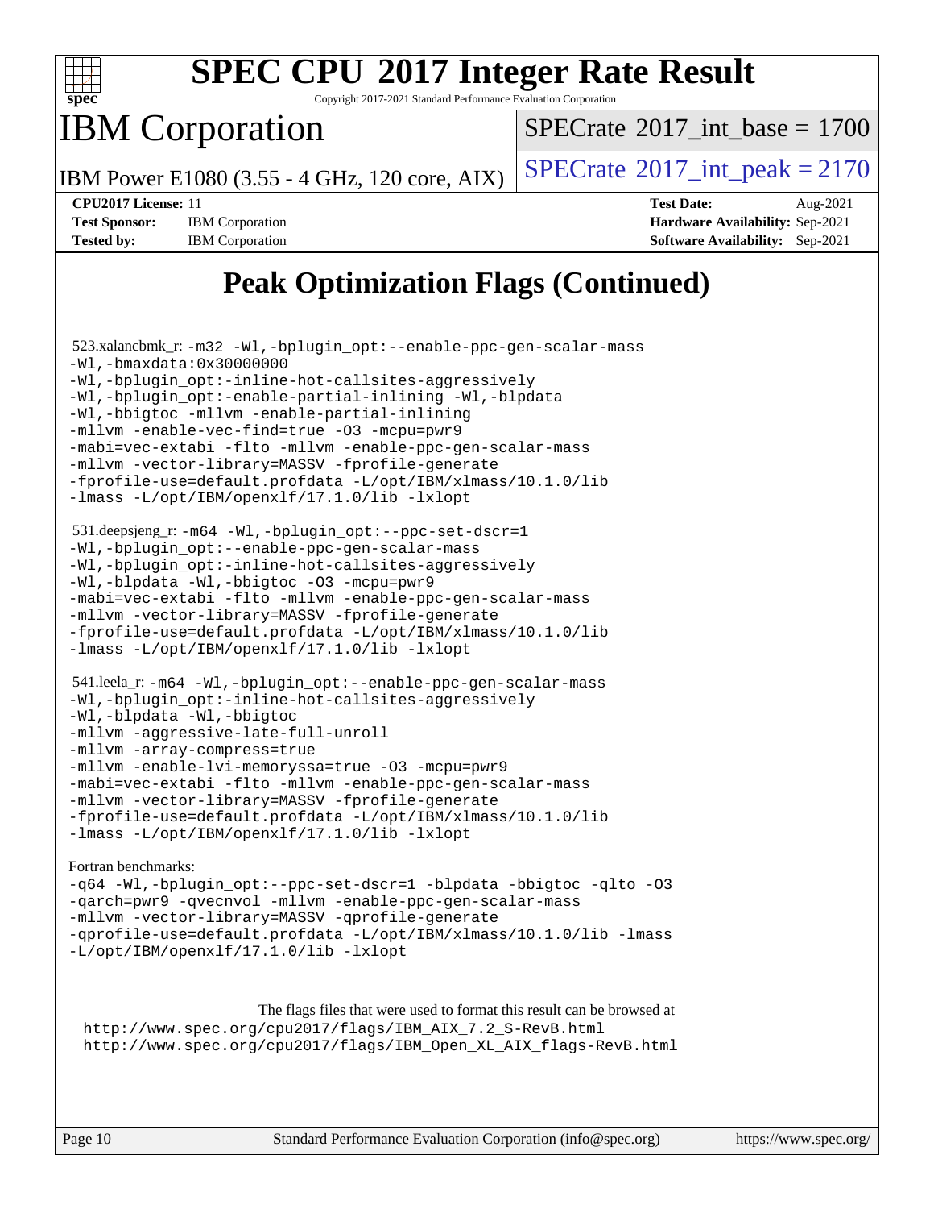## Peak Optimization Flags (Continued)

523.xalancbmk_r: 
```
-m32 -Wl,-bplugin_opt:--enable-ppc-gen-scalar-mass
-Wl,-bmaxdata:0x30000000
-Wl,-bplugin_opt:-inline-hot-callsites-aggressively
-Wl,-bplugin_opt:-enable-partial-inlining -Wl,-blpdata
-Wl,-bbigtoc -mllvm -enable-partial-inlining
-mllvm -enable-vec-find=true -O3 -mcpu=pwr9
-mabi=vec-extabi -flto -mllvm -enable-ppc-gen-scalar-mass
-mllvm -vector-library=MASSV -fprofile-generate
-fprofile-use=default.profdata -L/opt/IBM/xlmass/10.1.0/lib
-lmass -L/opt/IBM/openxlf/17.1.0/lib -lxlopt
```

531.deepsjeng_r: 
```
-m64 -Wl,-bplugin_opt:--ppc-set-dscr=1
-Wl,-bplugin_opt:--enable-ppc-gen-scalar-mass
-Wl,-bplugin_opt:-inline-hot-callsites-aggressively
-Wl,-blpdata -Wl,-bbigtoc -O3 -mcpu=pwr9
-mabi=vec-extabi -flto -mllvm -enable-ppc-gen-scalar-mass
-mllvm -vector-library=MASSV -fprofile-generate
-fprofile-use=default.profdata -L/opt/IBM/xlmass/10.1.0/lib
-lmass -L/opt/IBM/openxlf/17.1.0/lib -lxlopt
```

541.leela_r: 
```
-m64 -Wl,-bplugin_opt:--enable-ppc-gen-scalar-mass
-Wl,-bplugin_opt:-inline-hot-callsites-aggressively
-Wl,-blpdata -Wl,-bbigtoc
-mllvm -aggressive-late-full-unroll
-mllvm -array-compress=true
-mllvm -enable-lvi-memoryssa=true -O3 -mcpu=pwr9
-mabi=vec-extabi -flto -mllvm -enable-ppc-gen-scalar-mass
-mllvm -vector-library=MASSV -fprofile-generate
-fprofile-use=default.profdata -L/opt/IBM/xlmass/10.1.0/lib
-lmass -L/opt/IBM/openxlf/17.1.0/lib -lxlopt
```

Fortran benchmarks:
```
-q64 -Wl,-bplugin_opt:--ppc-set-dscr=1 -blpdata -bbigtoc -qlto -O3
-qarch=pwr9 -qvecnvol -mllvm -enable-ppc-gen-scalar-mass
-mllvm -vector-library=MASSV -qprofile-generate
-qprofile-use=default.profdata -L/opt/IBM/xlmass/10.1.0/lib -lmass
-L/opt/IBM/openxlf/17.1.0/lib -lxlopt
```

The flags files that were used to format this result can be browsed at
http://www.spec.org/cpu2017/flags/IBM_AIX_7.2_S-RevB.html
http://www.spec.org/cpu2017/flags/IBM_Open_XL_AIX_flags-RevB.html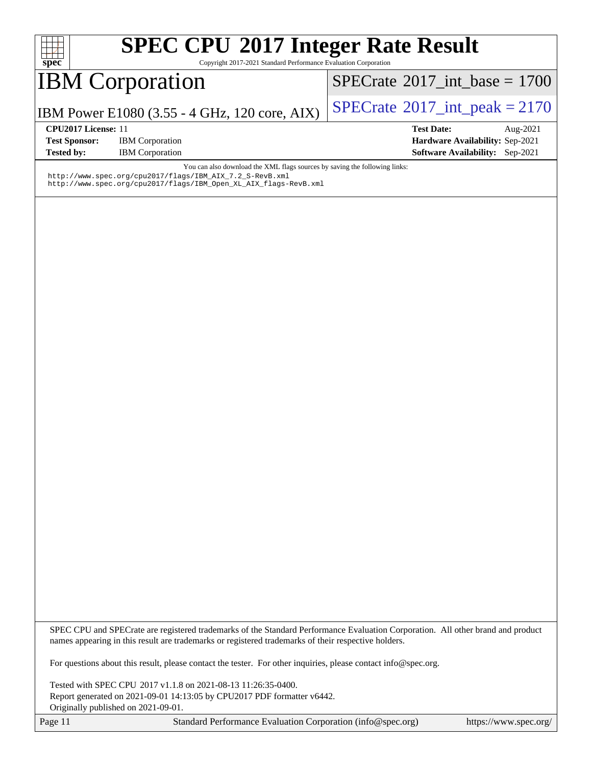# SPEC CPU 2017 Integer Rate Result

Copyright 2017-2021 Standard Performance Evaluation Corporation

# IBM Corporation

IBM Power E1080 (3.55 - 4 GHz, 120 core, AIX)

SPECrate 2017_int_base = 1700

SPECrate 2017_int_peak = 2170

**CPU2017 License:** 11
**Test Sponsor:** IBM Corporation
**Tested by:** IBM Corporation

**Test Date:** Aug-2021
**Hardware Availability:** Sep-2021
**Software Availability:** Sep-2021

You can also download the XML flags sources by saving the following links:

```
http://www.spec.org/cpu2017/flags/IBM_AIX_7.2_S-RevB.xml
http://www.spec.org/cpu2017/flags/IBM_Open_XL_AIX_flags-RevB.xml
```

SPEC CPU and SPECrate are registered trademarks of the Standard Performance Evaluation Corporation. All other brand and product names appearing in this result are trademarks or registered trademarks of their respective holders.

For questions about this result, please contact the tester. For other inquiries, please contact info@spec.org.

Tested with SPEC CPU 2017 v1.1.8 on 2021-08-13 11:26:35-0400.
Report generated on 2021-09-01 14:13:05 by CPU2017 PDF formatter v6442.
Originally published on 2021-09-01.